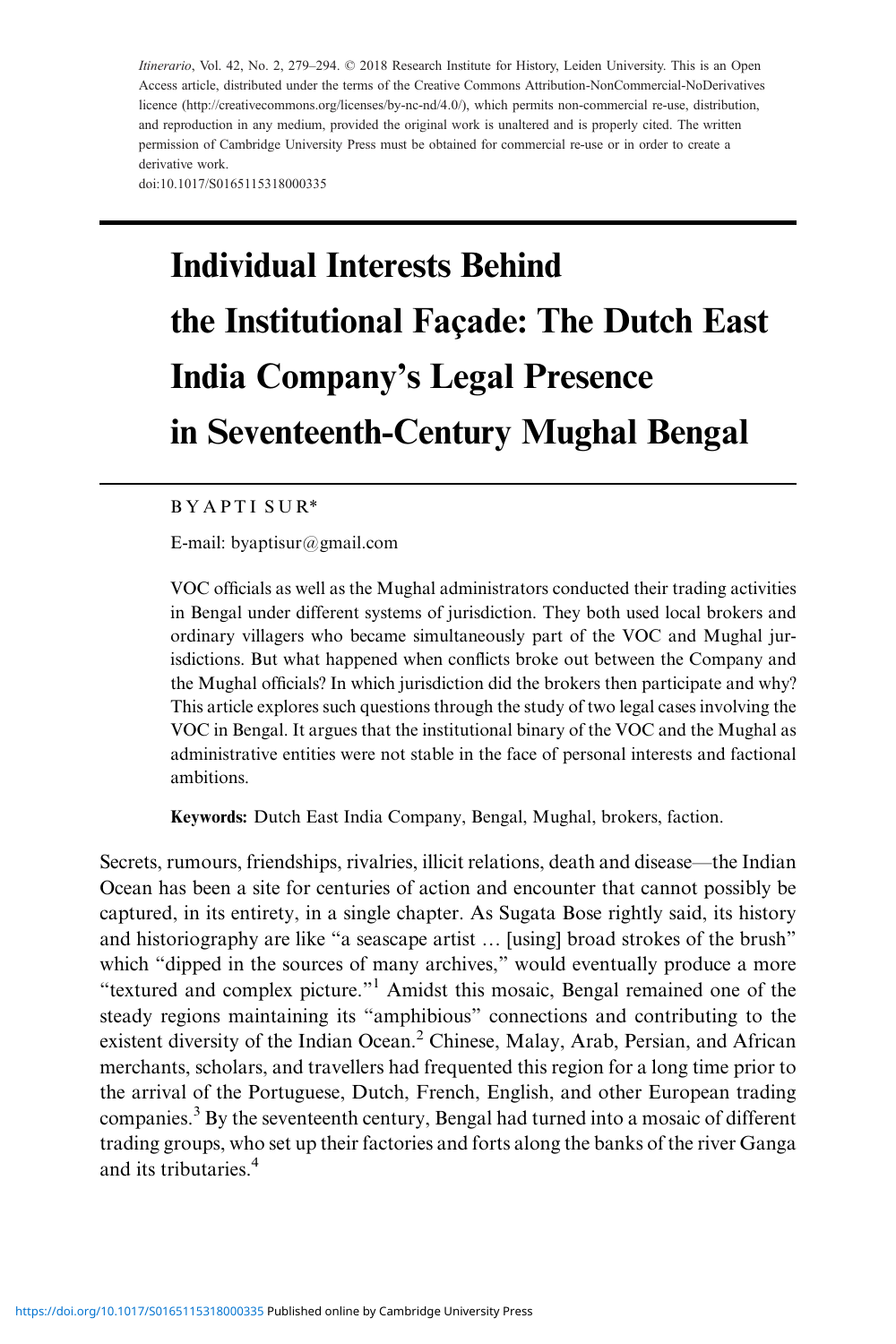*Itinerario*, Vol. 42, No. 2, 279–294. © 2018 Research Institute for History, Leiden University. This is an Open Access article, distributed under the terms of the Creative Commons Attribution-NonCommercial-NoDerivatives licence (http://creativecommons.org/licenses/by-nc-nd/4.0/), which permits non-commercial re-use, distribution, and reproduction in any medium, provided the original work is unaltered and is properly cited. The written permission of Cambridge University Press must be obtained for commercial re-use or in order to create a derivative work.
doi:10.1017/S0165115318000335

# Individual Interests Behind the Institutional Façade: The Dutch East India Company's Legal Presence in Seventeenth-Century Mughal Bengal

BYAPTI SUR*

E-mail: byaptisur@gmail.com

VOC officials as well as the Mughal administrators conducted their trading activities in Bengal under different systems of jurisdiction. They both used local brokers and ordinary villagers who became simultaneously part of the VOC and Mughal jurisdictions. But what happened when conflicts broke out between the Company and the Mughal officials? In which jurisdiction did the brokers then participate and why? This article explores such questions through the study of two legal cases involving the VOC in Bengal. It argues that the institutional binary of the VOC and the Mughal as administrative entities were not stable in the face of personal interests and factional ambitions.

**Keywords:** Dutch East India Company, Bengal, Mughal, brokers, faction.

Secrets, rumours, friendships, rivalries, illicit relations, death and disease—the Indian Ocean has been a site for centuries of action and encounter that cannot possibly be captured, in its entirety, in a single chapter. As Sugata Bose rightly said, its history and historiography are like "a seascape artist … [using] broad strokes of the brush" which "dipped in the sources of many archives," would eventually produce a more "textured and complex picture."[1] Amidst this mosaic, Bengal remained one of the steady regions maintaining its "amphibious" connections and contributing to the existent diversity of the Indian Ocean.[2] Chinese, Malay, Arab, Persian, and African merchants, scholars, and travellers had frequented this region for a long time prior to the arrival of the Portuguese, Dutch, French, English, and other European trading companies.[3] By the seventeenth century, Bengal had turned into a mosaic of different trading groups, who set up their factories and forts along the banks of the river Ganga and its tributaries.[4]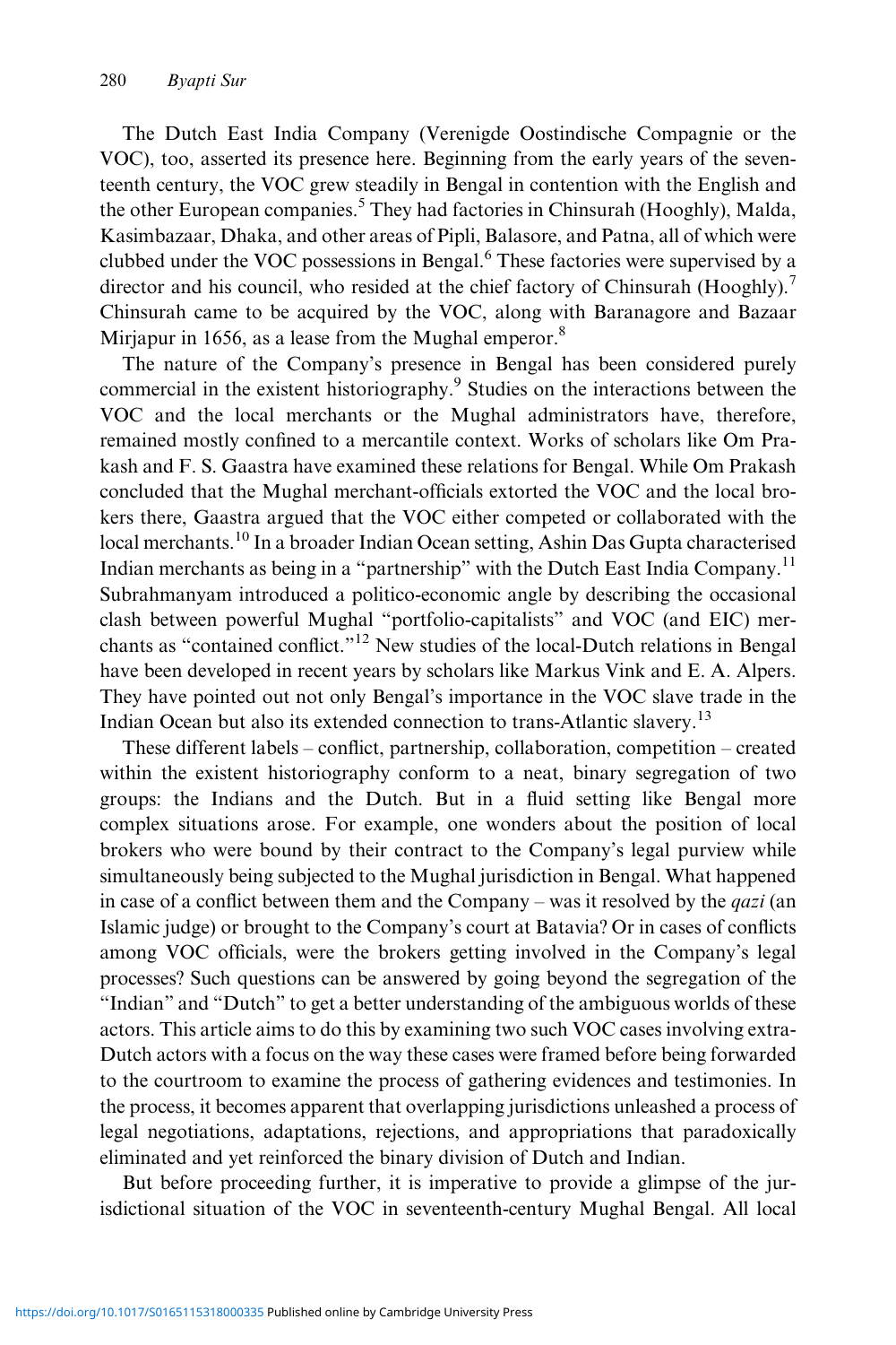The Dutch East India Company (Verenigde Oostindische Compagnie or the VOC), too, asserted its presence here. Beginning from the early years of the seventeenth century, the VOC grew steadily in Bengal in contention with the English and the other European companies.[5] They had factories in Chinsurah (Hooghly), Malda, Kasimbazaar, Dhaka, and other areas of Pipli, Balasore, and Patna, all of which were clubbed under the VOC possessions in Bengal.[6] These factories were supervised by a director and his council, who resided at the chief factory of Chinsurah (Hooghly).[7] Chinsurah came to be acquired by the VOC, along with Baranagore and Bazaar Mirjapur in 1656, as a lease from the Mughal emperor.[8]

The nature of the Company's presence in Bengal has been considered purely commercial in the existent historiography.[9] Studies on the interactions between the VOC and the local merchants or the Mughal administrators have, therefore, remained mostly confined to a mercantile context. Works of scholars like Om Prakash and F. S. Gaastra have examined these relations for Bengal. While Om Prakash concluded that the Mughal merchant-officials extorted the VOC and the local brokers there, Gaastra argued that the VOC either competed or collaborated with the local merchants.[10] In a broader Indian Ocean setting, Ashin Das Gupta characterised Indian merchants as being in a "partnership" with the Dutch East India Company.[11] Subrahmanyam introduced a politico-economic angle by describing the occasional clash between powerful Mughal "portfolio-capitalists" and VOC (and EIC) merchants as "contained conflict."[12] New studies of the local-Dutch relations in Bengal have been developed in recent years by scholars like Markus Vink and E. A. Alpers. They have pointed out not only Bengal's importance in the VOC slave trade in the Indian Ocean but also its extended connection to trans-Atlantic slavery.[13]

These different labels – conflict, partnership, collaboration, competition – created within the existent historiography conform to a neat, binary segregation of two groups: the Indians and the Dutch. But in a fluid setting like Bengal more complex situations arose. For example, one wonders about the position of local brokers who were bound by their contract to the Company's legal purview while simultaneously being subjected to the Mughal jurisdiction in Bengal. What happened in case of a conflict between them and the Company – was it resolved by the *qazi* (an Islamic judge) or brought to the Company's court at Batavia? Or in cases of conflicts among VOC officials, were the brokers getting involved in the Company's legal processes? Such questions can be answered by going beyond the segregation of the "Indian" and "Dutch" to get a better understanding of the ambiguous worlds of these actors. This article aims to do this by examining two such VOC cases involving extra-Dutch actors with a focus on the way these cases were framed before being forwarded to the courtroom to examine the process of gathering evidences and testimonies. In the process, it becomes apparent that overlapping jurisdictions unleashed a process of legal negotiations, adaptations, rejections, and appropriations that paradoxically eliminated and yet reinforced the binary division of Dutch and Indian.

But before proceeding further, it is imperative to provide a glimpse of the jurisdictional situation of the VOC in seventeenth-century Mughal Bengal. All local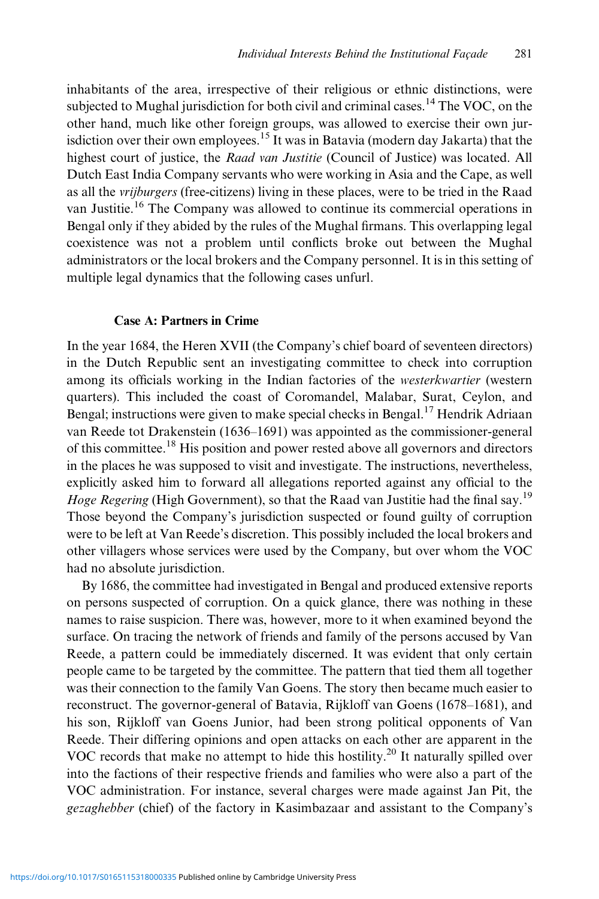inhabitants of the area, irrespective of their religious or ethnic distinctions, were subjected to Mughal jurisdiction for both civil and criminal cases.[14] The VOC, on the other hand, much like other foreign groups, was allowed to exercise their own jurisdiction over their own employees.[15] It was in Batavia (modern day Jakarta) that the highest court of justice, the *Raad van Justitie* (Council of Justice) was located. All Dutch East India Company servants who were working in Asia and the Cape, as well as all the *vrijburgers* (free-citizens) living in these places, were to be tried in the Raad van Justitie.[16] The Company was allowed to continue its commercial operations in Bengal only if they abided by the rules of the Mughal firmans. This overlapping legal coexistence was not a problem until conflicts broke out between the Mughal administrators or the local brokers and the Company personnel. It is in this setting of multiple legal dynamics that the following cases unfurl.

### Case A: Partners in Crime

In the year 1684, the Heren XVII (the Company's chief board of seventeen directors) in the Dutch Republic sent an investigating committee to check into corruption among its officials working in the Indian factories of the *westerkwartier* (western quarters). This included the coast of Coromandel, Malabar, Surat, Ceylon, and Bengal; instructions were given to make special checks in Bengal.[17] Hendrik Adriaan van Reede tot Drakenstein (1636–1691) was appointed as the commissioner-general of this committee.[18] His position and power rested above all governors and directors in the places he was supposed to visit and investigate. The instructions, nevertheless, explicitly asked him to forward all allegations reported against any official to the *Hoge Regering* (High Government), so that the Raad van Justitie had the final say.[19] Those beyond the Company's jurisdiction suspected or found guilty of corruption were to be left at Van Reede's discretion. This possibly included the local brokers and other villagers whose services were used by the Company, but over whom the VOC had no absolute jurisdiction.

By 1686, the committee had investigated in Bengal and produced extensive reports on persons suspected of corruption. On a quick glance, there was nothing in these names to raise suspicion. There was, however, more to it when examined beyond the surface. On tracing the network of friends and family of the persons accused by Van Reede, a pattern could be immediately discerned. It was evident that only certain people came to be targeted by the committee. The pattern that tied them all together was their connection to the family Van Goens. The story then became much easier to reconstruct. The governor-general of Batavia, Rijkloff van Goens (1678–1681), and his son, Rijkloff van Goens Junior, had been strong political opponents of Van Reede. Their differing opinions and open attacks on each other are apparent in the VOC records that make no attempt to hide this hostility.[20] It naturally spilled over into the factions of their respective friends and families who were also a part of the VOC administration. For instance, several charges were made against Jan Pit, the *gezaghebber* (chief) of the factory in Kasimbazaar and assistant to the Company's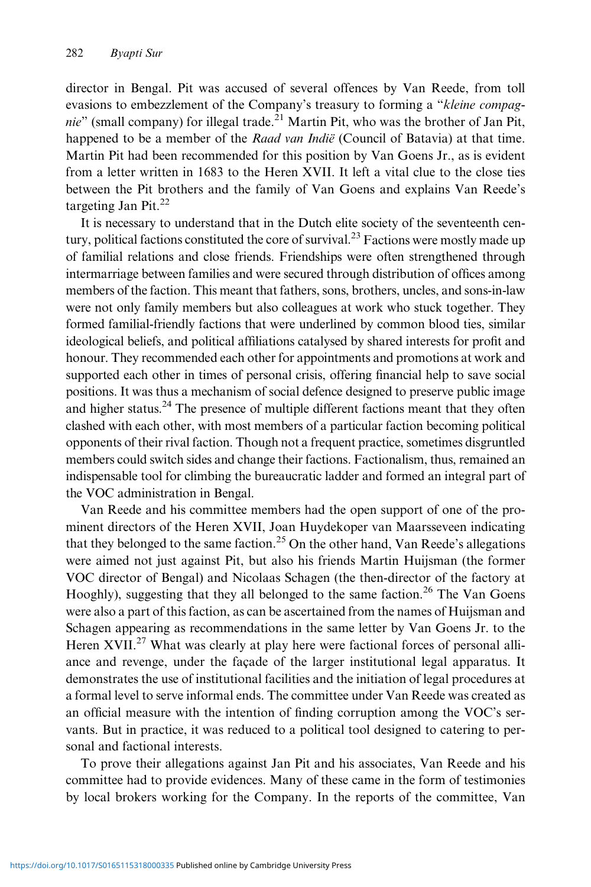director in Bengal. Pit was accused of several offences by Van Reede, from toll evasions to embezzlement of the Company's treasury to forming a "*kleine compagnie*" (small company) for illegal trade.[21] Martin Pit, who was the brother of Jan Pit, happened to be a member of the *Raad van Indië* (Council of Batavia) at that time. Martin Pit had been recommended for this position by Van Goens Jr., as is evident from a letter written in 1683 to the Heren XVII. It left a vital clue to the close ties between the Pit brothers and the family of Van Goens and explains Van Reede's targeting Jan Pit.[22]

It is necessary to understand that in the Dutch elite society of the seventeenth century, political factions constituted the core of survival.[23] Factions were mostly made up of familial relations and close friends. Friendships were often strengthened through intermarriage between families and were secured through distribution of offices among members of the faction. This meant that fathers, sons, brothers, uncles, and sons-in-law were not only family members but also colleagues at work who stuck together. They formed familial-friendly factions that were underlined by common blood ties, similar ideological beliefs, and political affiliations catalysed by shared interests for profit and honour. They recommended each other for appointments and promotions at work and supported each other in times of personal crisis, offering financial help to save social positions. It was thus a mechanism of social defence designed to preserve public image and higher status.[24] The presence of multiple different factions meant that they often clashed with each other, with most members of a particular faction becoming political opponents of their rival faction. Though not a frequent practice, sometimes disgruntled members could switch sides and change their factions. Factionalism, thus, remained an indispensable tool for climbing the bureaucratic ladder and formed an integral part of the VOC administration in Bengal.

Van Reede and his committee members had the open support of one of the prominent directors of the Heren XVII, Joan Huydekoper van Maarsseveen indicating that they belonged to the same faction.[25] On the other hand, Van Reede's allegations were aimed not just against Pit, but also his friends Martin Huijsman (the former VOC director of Bengal) and Nicolaas Schagen (the then-director of the factory at Hooghly), suggesting that they all belonged to the same faction.[26] The Van Goens were also a part of this faction, as can be ascertained from the names of Huijsman and Schagen appearing as recommendations in the same letter by Van Goens Jr. to the Heren XVII.[27] What was clearly at play here were factional forces of personal alliance and revenge, under the façade of the larger institutional legal apparatus. It demonstrates the use of institutional facilities and the initiation of legal procedures at a formal level to serve informal ends. The committee under Van Reede was created as an official measure with the intention of finding corruption among the VOC's servants. But in practice, it was reduced to a political tool designed to catering to personal and factional interests.

To prove their allegations against Jan Pit and his associates, Van Reede and his committee had to provide evidences. Many of these came in the form of testimonies by local brokers working for the Company. In the reports of the committee, Van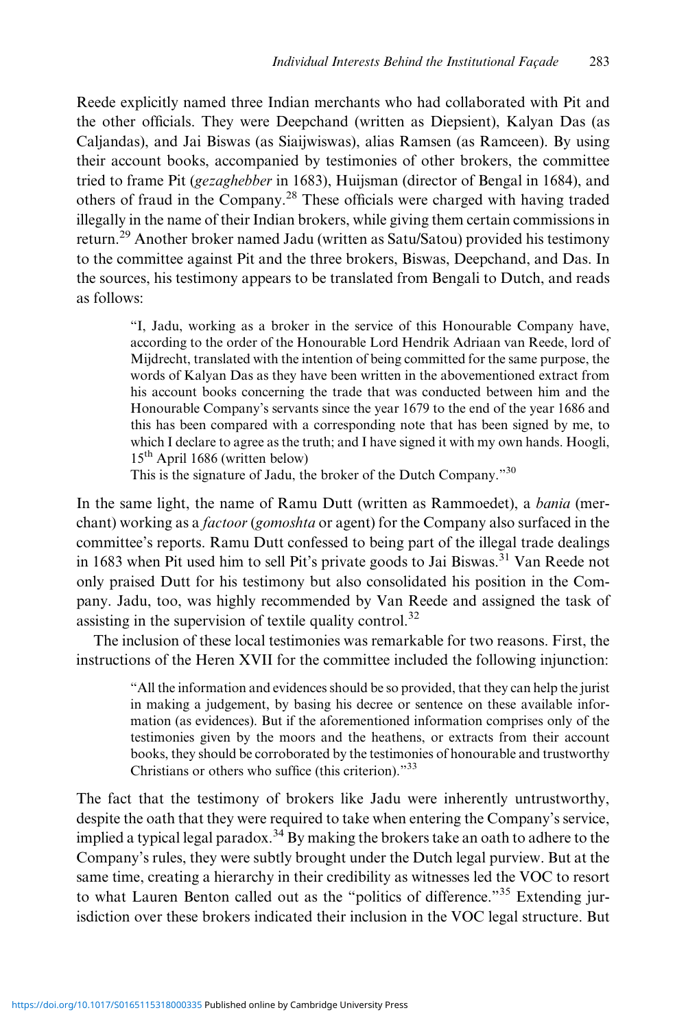Reede explicitly named three Indian merchants who had collaborated with Pit and the other officials. They were Deepchand (written as Diepsient), Kalyan Das (as Caljandas), and Jai Biswas (as Siaijwiswas), alias Ramsen (as Ramceen). By using their account books, accompanied by testimonies of other brokers, the committee tried to frame Pit (*gezaghebber* in 1683), Huijsman (director of Bengal in 1684), and others of fraud in the Company.[28] These officials were charged with having traded illegally in the name of their Indian brokers, while giving them certain commissions in return.[29] Another broker named Jadu (written as Satu/Satou) provided his testimony to the committee against Pit and the three brokers, Biswas, Deepchand, and Das. In the sources, his testimony appears to be translated from Bengali to Dutch, and reads as follows:

> "I, Jadu, working as a broker in the service of this Honourable Company have, according to the order of the Honourable Lord Hendrik Adriaan van Reede, lord of Mijdrecht, translated with the intention of being committed for the same purpose, the words of Kalyan Das as they have been written in the abovementioned extract from his account books concerning the trade that was conducted between him and the Honourable Company's servants since the year 1679 to the end of the year 1686 and this has been compared with a corresponding note that has been signed by me, to which I declare to agree as the truth; and I have signed it with my own hands. Hoogli, 15th April 1686 (written below)
>
> This is the signature of Jadu, the broker of the Dutch Company."[30]

In the same light, the name of Ramu Dutt (written as Rammoedet), a *bania* (merchant) working as a *factoor* (*gomoshta* or agent) for the Company also surfaced in the committee's reports. Ramu Dutt confessed to being part of the illegal trade dealings in 1683 when Pit used him to sell Pit's private goods to Jai Biswas.[31] Van Reede not only praised Dutt for his testimony but also consolidated his position in the Company. Jadu, too, was highly recommended by Van Reede and assigned the task of assisting in the supervision of textile quality control.[32]

The inclusion of these local testimonies was remarkable for two reasons. First, the instructions of the Heren XVII for the committee included the following injunction:

> "All the information and evidences should be so provided, that they can help the jurist in making a judgement, by basing his decree or sentence on these available information (as evidences). But if the aforementioned information comprises only of the testimonies given by the moors and the heathens, or extracts from their account books, they should be corroborated by the testimonies of honourable and trustworthy Christians or others who suffice (this criterion)."[33]

The fact that the testimony of brokers like Jadu were inherently untrustworthy, despite the oath that they were required to take when entering the Company's service, implied a typical legal paradox.[34] By making the brokers take an oath to adhere to the Company's rules, they were subtly brought under the Dutch legal purview. But at the same time, creating a hierarchy in their credibility as witnesses led the VOC to resort to what Lauren Benton called out as the "politics of difference."[35] Extending jurisdiction over these brokers indicated their inclusion in the VOC legal structure. But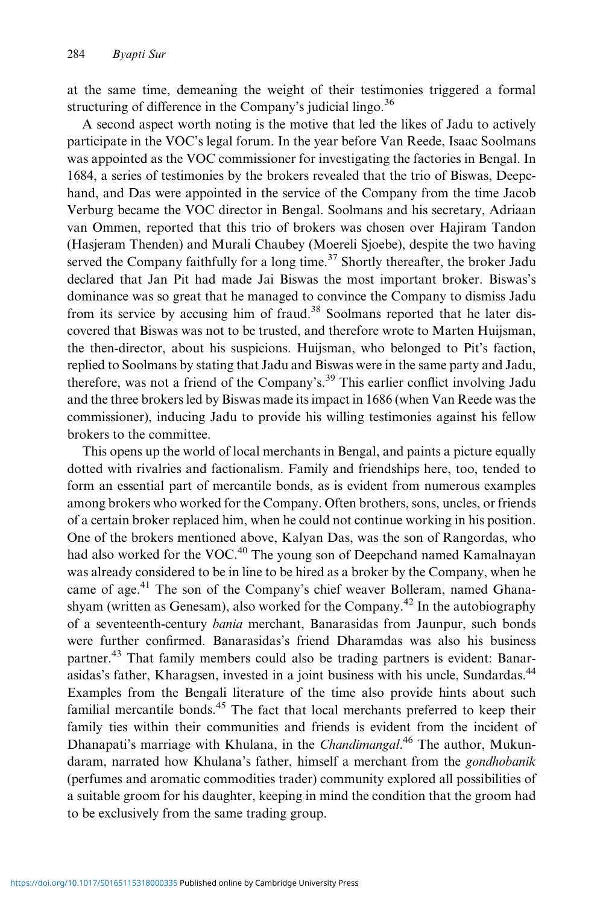at the same time, demeaning the weight of their testimonies triggered a formal structuring of difference in the Company's judicial lingo.[36]

A second aspect worth noting is the motive that led the likes of Jadu to actively participate in the VOC's legal forum. In the year before Van Reede, Isaac Soolmans was appointed as the VOC commissioner for investigating the factories in Bengal. In 1684, a series of testimonies by the brokers revealed that the trio of Biswas, Deepchand, and Das were appointed in the service of the Company from the time Jacob Verburg became the VOC director in Bengal. Soolmans and his secretary, Adriaan van Ommen, reported that this trio of brokers was chosen over Hajiram Tandon (Hasjeram Thenden) and Murali Chaubey (Moereli Sjoebe), despite the two having served the Company faithfully for a long time.[37] Shortly thereafter, the broker Jadu declared that Jan Pit had made Jai Biswas the most important broker. Biswas's dominance was so great that he managed to convince the Company to dismiss Jadu from its service by accusing him of fraud.[38] Soolmans reported that he later discovered that Biswas was not to be trusted, and therefore wrote to Marten Huijsman, the then-director, about his suspicions. Huijsman, who belonged to Pit's faction, replied to Soolmans by stating that Jadu and Biswas were in the same party and Jadu, therefore, was not a friend of the Company's.[39] This earlier conflict involving Jadu and the three brokers led by Biswas made its impact in 1686 (when Van Reede was the commissioner), inducing Jadu to provide his willing testimonies against his fellow brokers to the committee.

This opens up the world of local merchants in Bengal, and paints a picture equally dotted with rivalries and factionalism. Family and friendships here, too, tended to form an essential part of mercantile bonds, as is evident from numerous examples among brokers who worked for the Company. Often brothers, sons, uncles, or friends of a certain broker replaced him, when he could not continue working in his position. One of the brokers mentioned above, Kalyan Das, was the son of Rangordas, who had also worked for the VOC.[40] The young son of Deepchand named Kamalnayan was already considered to be in line to be hired as a broker by the Company, when he came of age.[41] The son of the Company's chief weaver Bolleram, named Ghanashyam (written as Genesam), also worked for the Company.[42] In the autobiography of a seventeenth-century *bania* merchant, Banarasidas from Jaunpur, such bonds were further confirmed. Banarasidas's friend Dharamdas was also his business partner.[43] That family members could also be trading partners is evident: Banarasidas's father, Kharagsen, invested in a joint business with his uncle, Sundardas.[44] Examples from the Bengali literature of the time also provide hints about such familial mercantile bonds.[45] The fact that local merchants preferred to keep their family ties within their communities and friends is evident from the incident of Dhanapati's marriage with Khulana, in the *Chandimangal*.[46] The author, Mukundaram, narrated how Khulana's father, himself a merchant from the *gondhobanik* (perfumes and aromatic commodities trader) community explored all possibilities of a suitable groom for his daughter, keeping in mind the condition that the groom had to be exclusively from the same trading group.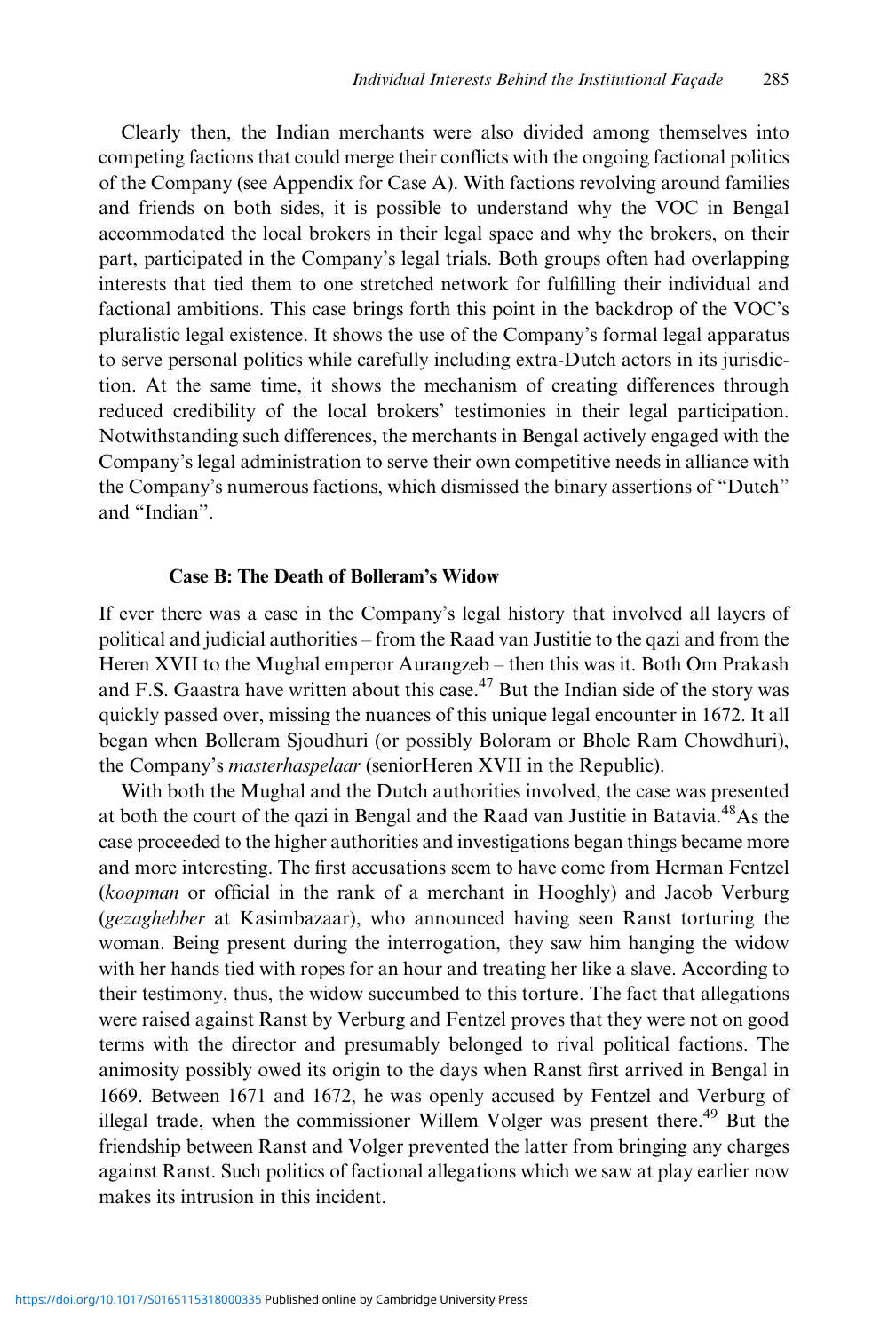Clearly then, the Indian merchants were also divided among themselves into competing factions that could merge their conflicts with the ongoing factional politics of the Company (see Appendix for Case A). With factions revolving around families and friends on both sides, it is possible to understand why the VOC in Bengal accommodated the local brokers in their legal space and why the brokers, on their part, participated in the Company's legal trials. Both groups often had overlapping interests that tied them to one stretched network for fulfilling their individual and factional ambitions. This case brings forth this point in the backdrop of the VOC's pluralistic legal existence. It shows the use of the Company's formal legal apparatus to serve personal politics while carefully including extra-Dutch actors in its jurisdiction. At the same time, it shows the mechanism of creating differences through reduced credibility of the local brokers' testimonies in their legal participation. Notwithstanding such differences, the merchants in Bengal actively engaged with the Company's legal administration to serve their own competitive needs in alliance with the Company's numerous factions, which dismissed the binary assertions of "Dutch" and "Indian".

### Case B: The Death of Bolleram's Widow

If ever there was a case in the Company's legal history that involved all layers of political and judicial authorities – from the Raad van Justitie to the qazi and from the Heren XVII to the Mughal emperor Aurangzeb – then this was it. Both Om Prakash and F.S. Gaastra have written about this case.[47] But the Indian side of the story was quickly passed over, missing the nuances of this unique legal encounter in 1672. It all began when Bolleram Sjoudhuri (or possibly Boloram or Bhole Ram Chowdhuri), the Company's *masterhaspelaar* (seniorHeren XVII in the Republic).

With both the Mughal and the Dutch authorities involved, the case was presented at both the court of the qazi in Bengal and the Raad van Justitie in Batavia.[48]As the case proceeded to the higher authorities and investigations began things became more and more interesting. The first accusations seem to have come from Herman Fentzel (*koopman* or official in the rank of a merchant in Hooghly) and Jacob Verburg (*gezaghebber* at Kasimbazaar), who announced having seen Ranst torturing the woman. Being present during the interrogation, they saw him hanging the widow with her hands tied with ropes for an hour and treating her like a slave. According to their testimony, thus, the widow succumbed to this torture. The fact that allegations were raised against Ranst by Verburg and Fentzel proves that they were not on good terms with the director and presumably belonged to rival political factions. The animosity possibly owed its origin to the days when Ranst first arrived in Bengal in 1669. Between 1671 and 1672, he was openly accused by Fentzel and Verburg of illegal trade, when the commissioner Willem Volger was present there.[49] But the friendship between Ranst and Volger prevented the latter from bringing any charges against Ranst. Such politics of factional allegations which we saw at play earlier now makes its intrusion in this incident.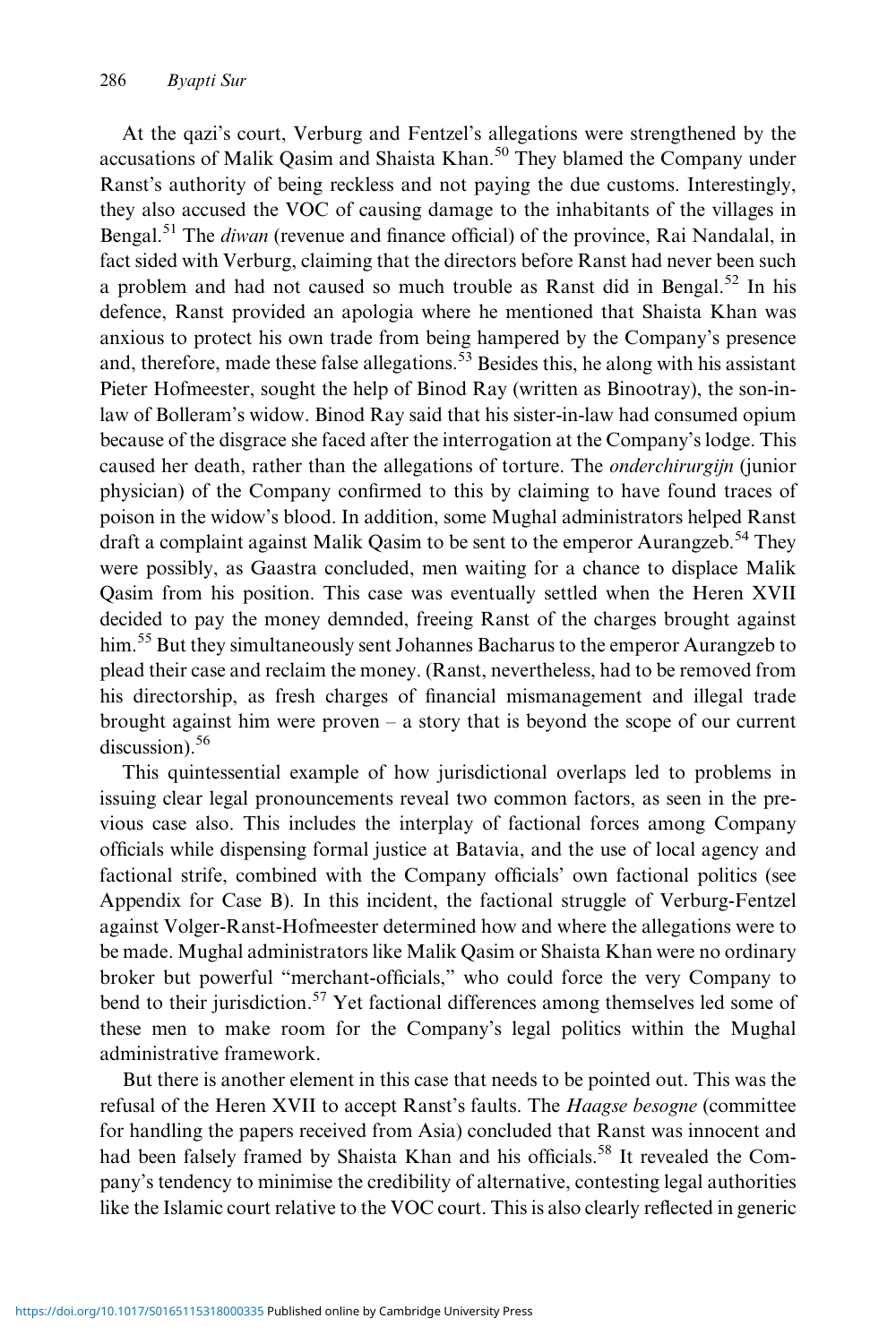At the qazi's court, Verburg and Fentzel's allegations were strengthened by the accusations of Malik Qasim and Shaista Khan.[50] They blamed the Company under Ranst's authority of being reckless and not paying the due customs. Interestingly, they also accused the VOC of causing damage to the inhabitants of the villages in Bengal.[51] The *diwan* (revenue and finance official) of the province, Rai Nandalal, in fact sided with Verburg, claiming that the directors before Ranst had never been such a problem and had not caused so much trouble as Ranst did in Bengal.[52] In his defence, Ranst provided an apologia where he mentioned that Shaista Khan was anxious to protect his own trade from being hampered by the Company's presence and, therefore, made these false allegations.[53] Besides this, he along with his assistant Pieter Hofmeester, sought the help of Binod Ray (written as Binootray), the son-in-law of Bolleram's widow. Binod Ray said that his sister-in-law had consumed opium because of the disgrace she faced after the interrogation at the Company's lodge. This caused her death, rather than the allegations of torture. The *onderchirurgijn* (junior physician) of the Company confirmed to this by claiming to have found traces of poison in the widow's blood. In addition, some Mughal administrators helped Ranst draft a complaint against Malik Qasim to be sent to the emperor Aurangzeb.[54] They were possibly, as Gaastra concluded, men waiting for a chance to displace Malik Qasim from his position. This case was eventually settled when the Heren XVII decided to pay the money demnded, freeing Ranst of the charges brought against him.[55] But they simultaneously sent Johannes Bacharus to the emperor Aurangzeb to plead their case and reclaim the money. (Ranst, nevertheless, had to be removed from his directorship, as fresh charges of financial mismanagement and illegal trade brought against him were proven – a story that is beyond the scope of our current discussion).[56]

This quintessential example of how jurisdictional overlaps led to problems in issuing clear legal pronouncements reveal two common factors, as seen in the previous case also. This includes the interplay of factional forces among Company officials while dispensing formal justice at Batavia, and the use of local agency and factional strife, combined with the Company officials' own factional politics (see Appendix for Case B). In this incident, the factional struggle of Verburg-Fentzel against Volger-Ranst-Hofmeester determined how and where the allegations were to be made. Mughal administrators like Malik Qasim or Shaista Khan were no ordinary broker but powerful "merchant-officials," who could force the very Company to bend to their jurisdiction.[57] Yet factional differences among themselves led some of these men to make room for the Company's legal politics within the Mughal administrative framework.

But there is another element in this case that needs to be pointed out. This was the refusal of the Heren XVII to accept Ranst's faults. The *Haagse besogne* (committee for handling the papers received from Asia) concluded that Ranst was innocent and had been falsely framed by Shaista Khan and his officials.[58] It revealed the Company's tendency to minimise the credibility of alternative, contesting legal authorities like the Islamic court relative to the VOC court. This is also clearly reflected in generic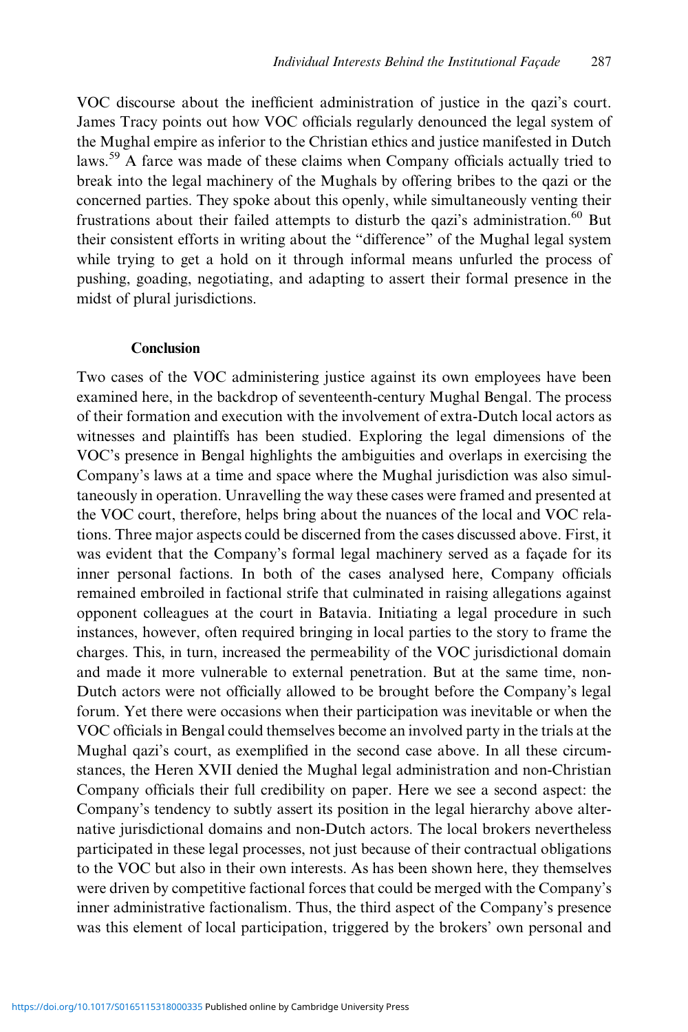VOC discourse about the inefficient administration of justice in the qazi's court. James Tracy points out how VOC officials regularly denounced the legal system of the Mughal empire as inferior to the Christian ethics and justice manifested in Dutch laws.[59] A farce was made of these claims when Company officials actually tried to break into the legal machinery of the Mughals by offering bribes to the qazi or the concerned parties. They spoke about this openly, while simultaneously venting their frustrations about their failed attempts to disturb the qazi's administration.[60] But their consistent efforts in writing about the "difference" of the Mughal legal system while trying to get a hold on it through informal means unfurled the process of pushing, goading, negotiating, and adapting to assert their formal presence in the midst of plural jurisdictions.

## Conclusion

Two cases of the VOC administering justice against its own employees have been examined here, in the backdrop of seventeenth-century Mughal Bengal. The process of their formation and execution with the involvement of extra-Dutch local actors as witnesses and plaintiffs has been studied. Exploring the legal dimensions of the VOC's presence in Bengal highlights the ambiguities and overlaps in exercising the Company's laws at a time and space where the Mughal jurisdiction was also simultaneously in operation. Unravelling the way these cases were framed and presented at the VOC court, therefore, helps bring about the nuances of the local and VOC relations. Three major aspects could be discerned from the cases discussed above. First, it was evident that the Company's formal legal machinery served as a façade for its inner personal factions. In both of the cases analysed here, Company officials remained embroiled in factional strife that culminated in raising allegations against opponent colleagues at the court in Batavia. Initiating a legal procedure in such instances, however, often required bringing in local parties to the story to frame the charges. This, in turn, increased the permeability of the VOC jurisdictional domain and made it more vulnerable to external penetration. But at the same time, non-Dutch actors were not officially allowed to be brought before the Company's legal forum. Yet there were occasions when their participation was inevitable or when the VOC officials in Bengal could themselves become an involved party in the trials at the Mughal qazi's court, as exemplified in the second case above. In all these circumstances, the Heren XVII denied the Mughal legal administration and non-Christian Company officials their full credibility on paper. Here we see a second aspect: the Company's tendency to subtly assert its position in the legal hierarchy above alternative jurisdictional domains and non-Dutch actors. The local brokers nevertheless participated in these legal processes, not just because of their contractual obligations to the VOC but also in their own interests. As has been shown here, they themselves were driven by competitive factional forces that could be merged with the Company's inner administrative factionalism. Thus, the third aspect of the Company's presence was this element of local participation, triggered by the brokers' own personal and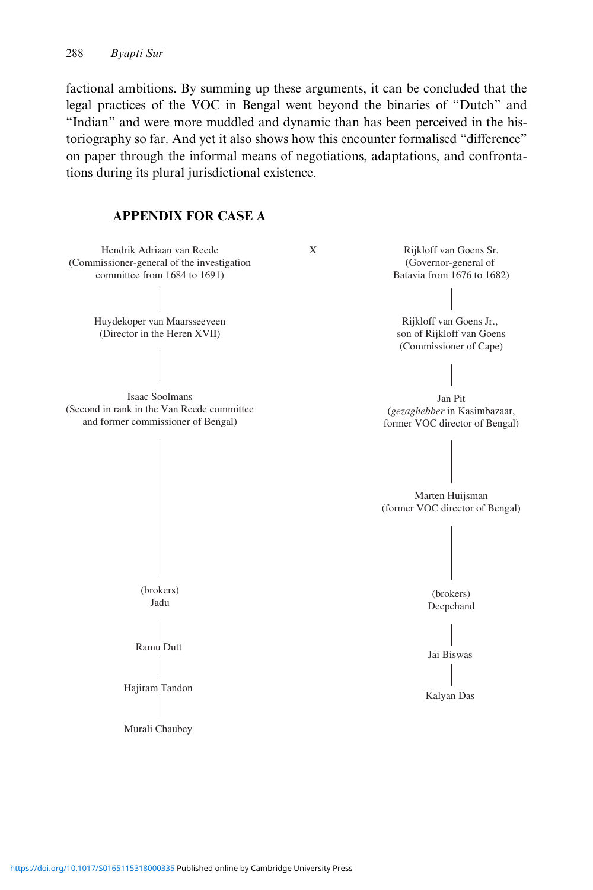factional ambitions. By summing up these arguments, it can be concluded that the legal practices of the VOC in Bengal went beyond the binaries of "Dutch" and "Indian" and were more muddled and dynamic than has been perceived in the historiography so far. And yet it also shows how this encounter formalised "difference" on paper through the informal means of negotiations, adaptations, and confrontations during its plural jurisdictional existence.

## APPENDIX FOR CASE A

| | X | |
|---|---|---|
| Hendrik Adriaan van Reede (Commissioner-general of the investigation committee from 1684 to 1691) | | Rijkloff van Goens Sr. (Governor-general of Batavia from 1676 to 1682) |
| ∣ | | ∣ |
| Huydekoper van Maarsseeveen (Director in the Heren XVII) | | Rijkloff van Goens Jr., son of Rijkloff van Goens (Commissioner of Cape) |
| ∣ | | ∣ |
| Isaac Soolmans (Second in rank in the Van Reede committee and former commissioner of Bengal) | | Jan Pit (*gezaghebber* in Kasimbazaar, former VOC director of Bengal) |
| ∣ | | ∣ |
| | | Marten Huijsman (former VOC director of Bengal) |
| ∣ | | ∣ |
| (brokers) Jadu | | (brokers) Deepchand |
| ∣ | | ∣ |
| Ramu Dutt | | Jai Biswas |
| ∣ | | ∣ |
| Hajiram Tandon | | Kalyan Das |
| ∣ | | |
| Murali Chaubey | | |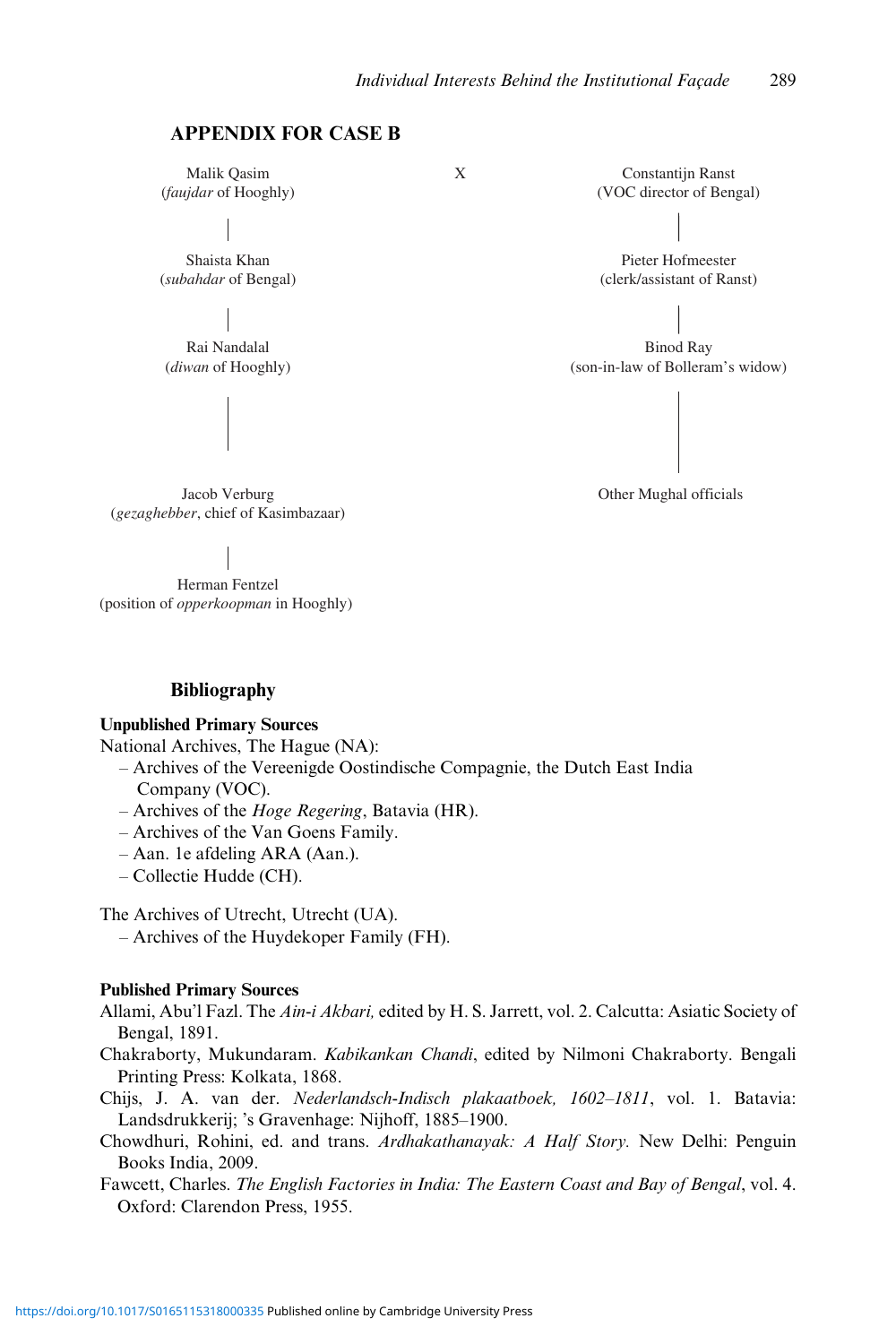## APPENDIX FOR CASE B

| Malik Qasim (*faujdar* of Hooghly) | X | Constantijn Ranst (VOC director of Bengal) |
|---|---|---|
| \| | | \| |
| Shaista Khan (*subahdar* of Bengal) | | Pieter Hofmeester (clerk/assistant of Ranst) |
| \| | | \| |
| Rai Nandalal (*diwan* of Hooghly) | | Binod Ray (son-in-law of Bolleram's widow) |
| \| | | \| |
| Jacob Verburg (*gezaghebber*, chief of Kasimbazaar) | | Other Mughal officials |
| \| | | |
| Herman Fentzel (position of *opperkoopman* in Hooghly) | | |

## Bibliography

### Unpublished Primary Sources

National Archives, The Hague (NA):

- Archives of the Vereenigde Oostindische Compagnie, the Dutch East India Company (VOC).
- Archives of the *Hoge Regering*, Batavia (HR).
- Archives of the Van Goens Family.
- Aan. 1e afdeling ARA (Aan.).
- Collectie Hudde (CH).

The Archives of Utrecht, Utrecht (UA).

- Archives of the Huydekoper Family (FH).

### Published Primary Sources

Allami, Abu'l Fazl. The *Ain-i Akbari,* edited by H. S. Jarrett, vol. 2. Calcutta: Asiatic Society of Bengal, 1891.

Chakraborty, Mukundaram. *Kabikankan Chandi*, edited by Nilmoni Chakraborty. Bengali Printing Press: Kolkata, 1868.

Chijs, J. A. van der. *Nederlandsch-Indisch plakaatboek, 1602–1811*, vol. 1. Batavia: Landsdrukkerij; 's Gravenhage: Nijhoff, 1885–1900.

Chowdhuri, Rohini, ed. and trans. *Ardhakathanayak: A Half Story.* New Delhi: Penguin Books India, 2009.

Fawcett, Charles. *The English Factories in India: The Eastern Coast and Bay of Bengal*, vol. 4. Oxford: Clarendon Press, 1955.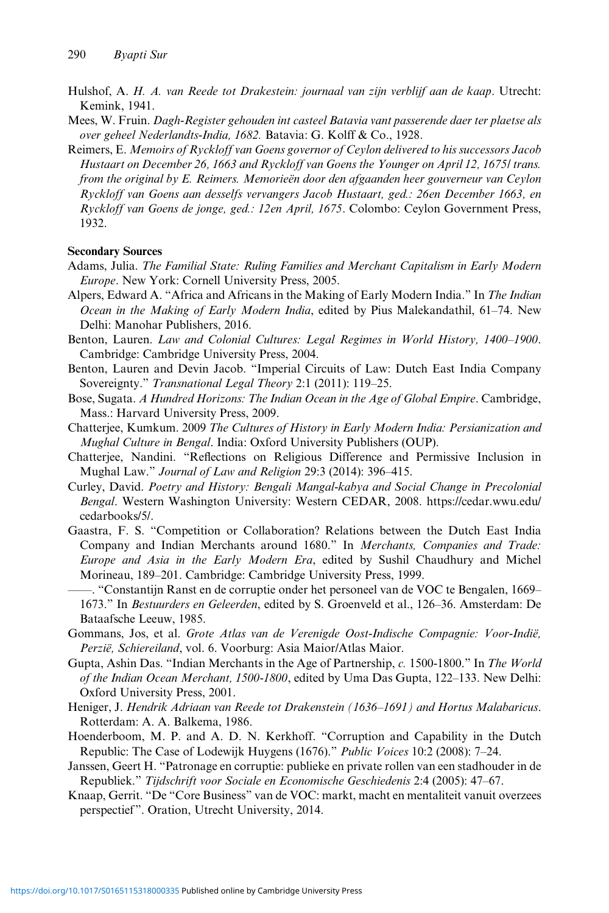Hulshof, A. *H. A. van Reede tot Drakestein: journaal van zijn verblijf aan de kaap*. Utrecht: Kemink, 1941.

Mees, W. Fruin. *Dagh-Register gehouden int casteel Batavia vant passerende daer ter plaetse als over geheel Nederlandts-India, 1682.* Batavia: G. Kolff & Co., 1928.

Reimers, E. *Memoirs of Ryckloff van Goens governor of Ceylon delivered to his successors Jacob Hustaart on December 26, 1663 and Ryckloff van Goens the Younger on April 12, 1675/ trans. from the original by E. Reimers. Memorieën door den afgaanden heer gouverneur van Ceylon Ryckloff van Goens aan desselfs vervangers Jacob Hustaart, ged.: 26en December 1663, en Ryckloff van Goens de jonge, ged.: 12en April, 1675*. Colombo: Ceylon Government Press, 1932.

**Secondary Sources**

Adams, Julia. *The Familial State: Ruling Families and Merchant Capitalism in Early Modern Europe*. New York: Cornell University Press, 2005.

Alpers, Edward A. "Africa and Africans in the Making of Early Modern India." In *The Indian Ocean in the Making of Early Modern India*, edited by Pius Malekandathil, 61–74. New Delhi: Manohar Publishers, 2016.

Benton, Lauren. *Law and Colonial Cultures: Legal Regimes in World History, 1400–1900*. Cambridge: Cambridge University Press, 2004.

Benton, Lauren and Devin Jacob. "Imperial Circuits of Law: Dutch East India Company Sovereignty." *Transnational Legal Theory* 2:1 (2011): 119–25.

Bose, Sugata. *A Hundred Horizons: The Indian Ocean in the Age of Global Empire*. Cambridge, Mass.: Harvard University Press, 2009.

Chatterjee, Kumkum. 2009 *The Cultures of History in Early Modern India: Persianization and Mughal Culture in Bengal*. India: Oxford University Publishers (OUP).

Chatterjee, Nandini. "Reflections on Religious Difference and Permissive Inclusion in Mughal Law." *Journal of Law and Religion* 29:3 (2014): 396–415.

Curley, David. *Poetry and History: Bengali Mangal-kabya and Social Change in Precolonial Bengal*. Western Washington University: Western CEDAR, 2008. https://cedar.wwu.edu/cedarbooks/5/.

Gaastra, F. S. "Competition or Collaboration? Relations between the Dutch East India Company and Indian Merchants around 1680." In *Merchants, Companies and Trade: Europe and Asia in the Early Modern Era*, edited by Sushil Chaudhury and Michel Morineau, 189–201. Cambridge: Cambridge University Press, 1999.

——. "Constantijn Ranst en de corruptie onder het personeel van de VOC te Bengalen, 1669–1673." In *Bestuurders en Geleerden*, edited by S. Groenveld et al., 126–36. Amsterdam: De Bataafsche Leeuw, 1985.

Gommans, Jos, et al. *Grote Atlas van de Verenigde Oost-Indische Compagnie: Voor-Indië, Perzië, Schiereiland*, vol. 6. Voorburg: Asia Maior/Atlas Maior.

Gupta, Ashin Das. "Indian Merchants in the Age of Partnership, *c.* 1500-1800." In *The World of the Indian Ocean Merchant, 1500-1800*, edited by Uma Das Gupta, 122–133. New Delhi: Oxford University Press, 2001.

Heniger, J. *Hendrik Adriaan van Reede tot Drakenstein (1636–1691) and Hortus Malabaricus*. Rotterdam: A. A. Balkema, 1986.

Hoenderboom, M. P. and A. D. N. Kerkhoff. "Corruption and Capability in the Dutch Republic: The Case of Lodewijk Huygens (1676)." *Public Voices* 10:2 (2008): 7–24.

Janssen, Geert H. "Patronage en corruptie: publieke en private rollen van een stadhouder in de Republiek." *Tijdschrift voor Sociale en Economische Geschiedenis* 2:4 (2005): 47–67.

Knaap, Gerrit. "De "Core Business" van de VOC: markt, macht en mentaliteit vanuit overzees perspectief". Oration, Utrecht University, 2014.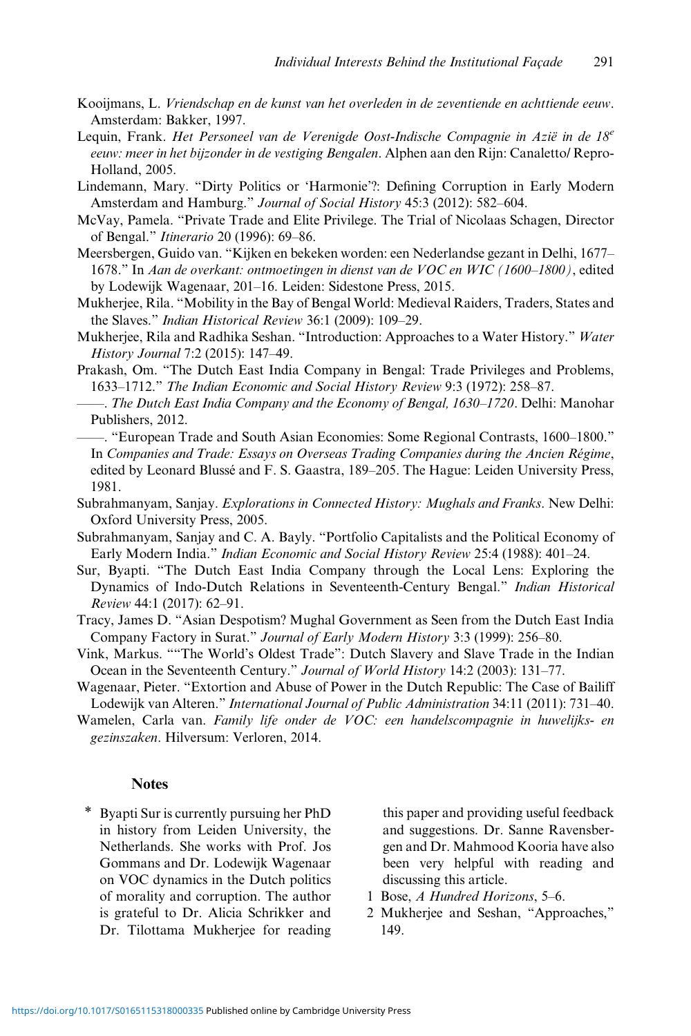Kooijmans, L. *Vriendschap en de kunst van het overleden in de zeventiende en achttiende eeuw*. Amsterdam: Bakker, 1997.

Lequin, Frank. *Het Personeel van de Verenigde Oost-Indische Compagnie in Azië in de 18e eeuw: meer in het bijzonder in de vestiging Bengalen*. Alphen aan den Rijn: Canaletto/ Repro-Holland, 2005.

Lindemann, Mary. "Dirty Politics or 'Harmonie'?: Defining Corruption in Early Modern Amsterdam and Hamburg." *Journal of Social History* 45:3 (2012): 582–604.

McVay, Pamela. "Private Trade and Elite Privilege. The Trial of Nicolaas Schagen, Director of Bengal." *Itinerario* 20 (1996): 69–86.

Meersbergen, Guido van. "Kijken en bekeken worden: een Nederlandse gezant in Delhi, 1677–1678." In *Aan de overkant: ontmoetingen in dienst van de VOC en WIC (1600–1800)*, edited by Lodewijk Wagenaar, 201–16. Leiden: Sidestone Press, 2015.

Mukherjee, Rila. "Mobility in the Bay of Bengal World: Medieval Raiders, Traders, States and the Slaves." *Indian Historical Review* 36:1 (2009): 109–29.

Mukherjee, Rila and Radhika Seshan. "Introduction: Approaches to a Water History." *Water History Journal* 7:2 (2015): 147–49.

Prakash, Om. "The Dutch East India Company in Bengal: Trade Privileges and Problems, 1633–1712." *The Indian Economic and Social History Review* 9:3 (1972): 258–87.

——. *The Dutch East India Company and the Economy of Bengal, 1630–1720*. Delhi: Manohar Publishers, 2012.

——. "European Trade and South Asian Economies: Some Regional Contrasts, 1600–1800." In *Companies and Trade: Essays on Overseas Trading Companies during the Ancien Régime*, edited by Leonard Blussé and F. S. Gaastra, 189–205. The Hague: Leiden University Press, 1981.

Subrahmanyam, Sanjay. *Explorations in Connected History: Mughals and Franks*. New Delhi: Oxford University Press, 2005.

Subrahmanyam, Sanjay and C. A. Bayly. "Portfolio Capitalists and the Political Economy of Early Modern India." *Indian Economic and Social History Review* 25:4 (1988): 401–24.

Sur, Byapti. "The Dutch East India Company through the Local Lens: Exploring the Dynamics of Indo-Dutch Relations in Seventeenth-Century Bengal." *Indian Historical Review* 44:1 (2017): 62–91.

Tracy, James D. "Asian Despotism? Mughal Government as Seen from the Dutch East India Company Factory in Surat." *Journal of Early Modern History* 3:3 (1999): 256–80.

Vink, Markus. ""The World's Oldest Trade": Dutch Slavery and Slave Trade in the Indian Ocean in the Seventeenth Century." *Journal of World History* 14:2 (2003): 131–77.

Wagenaar, Pieter. "Extortion and Abuse of Power in the Dutch Republic: The Case of Bailiff Lodewijk van Alteren." *International Journal of Public Administration* 34:11 (2011): 731–40.

Wamelen, Carla van. *Family life onder de VOC: een handelscompagnie in huwelijks- en gezinszaken*. Hilversum: Verloren, 2014.

## Notes

\* Byapti Sur is currently pursuing her PhD in history from Leiden University, the Netherlands. She works with Prof. Jos Gommans and Dr. Lodewijk Wagenaar on VOC dynamics in the Dutch politics of morality and corruption. The author is grateful to Dr. Alicia Schrikker and Dr. Tilottama Mukherjee for reading this paper and providing useful feedback and suggestions. Dr. Sanne Ravensbergen and Dr. Mahmood Kooria have also been very helpful with reading and discussing this article.

1 Bose, *A Hundred Horizons*, 5–6.

2 Mukherjee and Seshan, "Approaches," 149.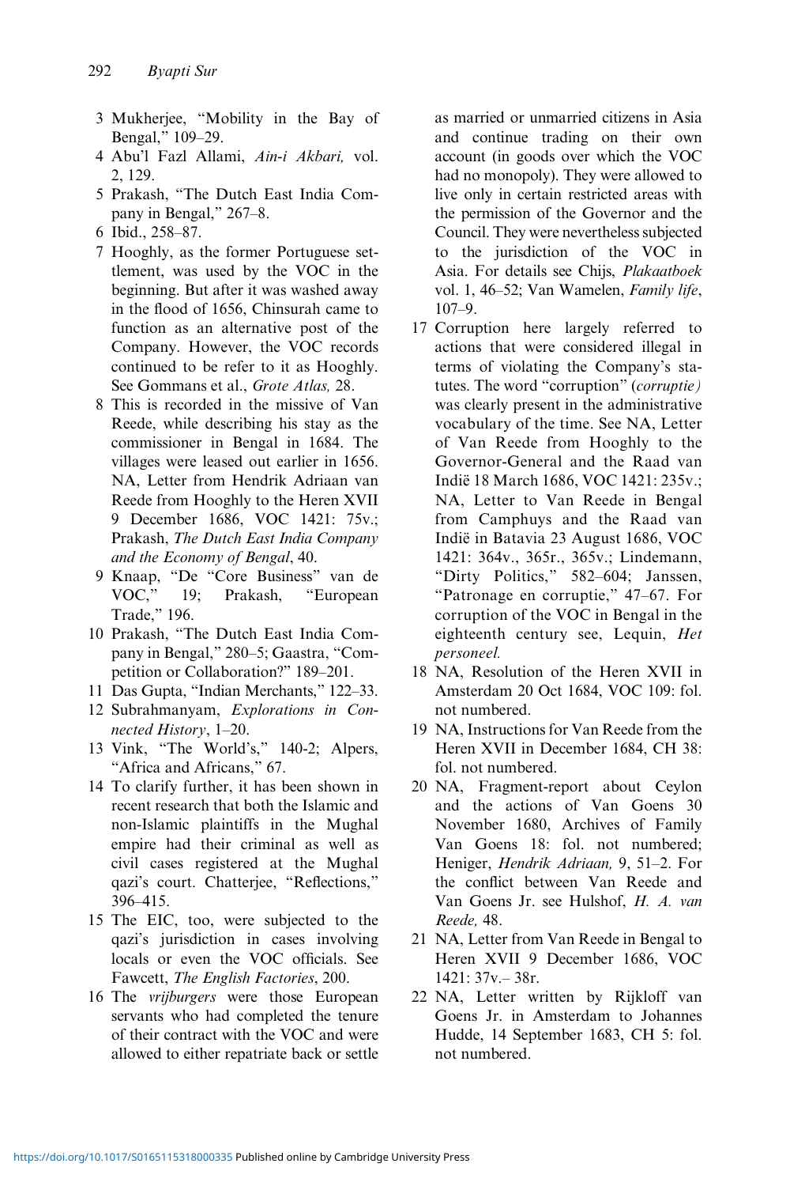3 Mukherjee, "Mobility in the Bay of Bengal," 109–29.
4 Abu'l Fazl Allami, *Ain-i Akbari,* vol. 2, 129.
5 Prakash, "The Dutch East India Company in Bengal," 267–8.
6 Ibid., 258–87.
7 Hooghly, as the former Portuguese settlement, was used by the VOC in the beginning. But after it was washed away in the flood of 1656, Chinsurah came to function as an alternative post of the Company. However, the VOC records continued to be refer to it as Hooghly. See Gommans et al., *Grote Atlas,* 28.
8 This is recorded in the missive of Van Reede, while describing his stay as the commissioner in Bengal in 1684. The villages were leased out earlier in 1656. NA, Letter from Hendrik Adriaan van Reede from Hooghly to the Heren XVII 9 December 1686, VOC 1421: 75v.; Prakash, *The Dutch East India Company and the Economy of Bengal*, 40.
9 Knaap, "De "Core Business" van de VOC," 19; Prakash, "European Trade," 196.
10 Prakash, "The Dutch East India Company in Bengal," 280–5; Gaastra, "Competition or Collaboration?" 189–201.
11 Das Gupta, "Indian Merchants," 122–33.
12 Subrahmanyam, *Explorations in Connected History*, 1–20.
13 Vink, "The World's," 140-2; Alpers, "Africa and Africans," 67.
14 To clarify further, it has been shown in recent research that both the Islamic and non-Islamic plaintiffs in the Mughal empire had their criminal as well as civil cases registered at the Mughal qazi's court. Chatterjee, "Reflections," 396–415.
15 The EIC, too, were subjected to the qazi's jurisdiction in cases involving locals or even the VOC officials. See Fawcett, *The English Factories*, 200.
16 The *vrijburgers* were those European servants who had completed the tenure of their contract with the VOC and were allowed to either repatriate back or settle as married or unmarried citizens in Asia and continue trading on their own account (in goods over which the VOC had no monopoly). They were allowed to live only in certain restricted areas with the permission of the Governor and the Council. They were nevertheless subjected to the jurisdiction of the VOC in Asia. For details see Chijs, *Plakaatboek* vol. 1, 46–52; Van Wamelen, *Family life*, 107–9.
17 Corruption here largely referred to actions that were considered illegal in terms of violating the Company's statutes. The word "corruption" (*corruptie)* was clearly present in the administrative vocabulary of the time. See NA, Letter of Van Reede from Hooghly to the Governor-General and the Raad van Indië 18 March 1686, VOC 1421: 235v.; NA, Letter to Van Reede in Bengal from Camphuys and the Raad van Indië in Batavia 23 August 1686, VOC 1421: 364v., 365r., 365v.; Lindemann, "Dirty Politics," 582–604; Janssen, "Patronage en corruptie," 47–67. For corruption of the VOC in Bengal in the eighteenth century see, Lequin, *Het personeel.*
18 NA, Resolution of the Heren XVII in Amsterdam 20 Oct 1684, VOC 109: fol. not numbered.
19 NA, Instructions for Van Reede from the Heren XVII in December 1684, CH 38: fol. not numbered.
20 NA, Fragment-report about Ceylon and the actions of Van Goens 30 November 1680, Archives of Family Van Goens 18: fol. not numbered; Heniger, *Hendrik Adriaan,* 9, 51–2. For the conflict between Van Reede and Van Goens Jr. see Hulshof, *H. A. van Reede,* 48.
21 NA, Letter from Van Reede in Bengal to Heren XVII 9 December 1686, VOC 1421: 37v.– 38r.
22 NA, Letter written by Rijkloff van Goens Jr. in Amsterdam to Johannes Hudde, 14 September 1683, CH 5: fol. not numbered.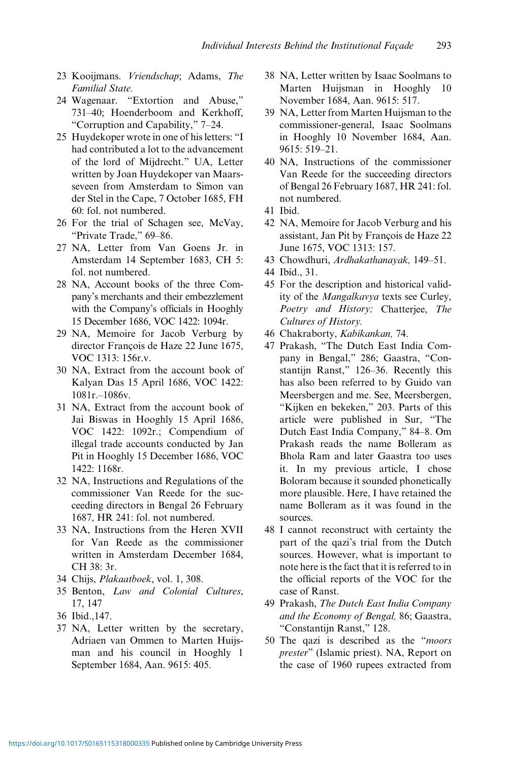23 Kooijmans. *Vriendschap*; Adams, *The Familial State.*

24 Wagenaar. "Extortion and Abuse," 731–40; Hoenderboom and Kerkhoff, "Corruption and Capability," 7–24.

25 Huydekoper wrote in one of his letters: "I had contributed a lot to the advancement of the lord of Mijdrecht." UA, Letter written by Joan Huydekoper van Maarsseveen from Amsterdam to Simon van der Stel in the Cape, 7 October 1685, FH 60: fol. not numbered.

26 For the trial of Schagen see, McVay, "Private Trade," 69–86.

27 NA, Letter from Van Goens Jr. in Amsterdam 14 September 1683, CH 5: fol. not numbered.

28 NA, Account books of the three Company's merchants and their embezzlement with the Company's officials in Hooghly 15 December 1686, VOC 1422: 1094r.

29 NA, Memoire for Jacob Verburg by director François de Haze 22 June 1675, VOC 1313: 156r.v.

30 NA, Extract from the account book of Kalyan Das 15 April 1686, VOC 1422: 1081r.–1086v.

31 NA, Extract from the account book of Jai Biswas in Hooghly 15 April 1686, VOC 1422: 1092r.; Compendium of illegal trade accounts conducted by Jan Pit in Hooghly 15 December 1686, VOC 1422: 1168r.

32 NA, Instructions and Regulations of the commissioner Van Reede for the succeeding directors in Bengal 26 February 1687, HR 241: fol. not numbered.

33 NA, Instructions from the Heren XVII for Van Reede as the commissioner written in Amsterdam December 1684, CH 38: 3r.

34 Chijs, *Plakaatboek*, vol. 1, 308.

35 Benton, *Law and Colonial Cultures*, 17, 147

36 Ibid.,147.

37 NA, Letter written by the secretary, Adriaen van Ommen to Marten Huijsman and his council in Hooghly 1 September 1684, Aan. 9615: 405.

38 NA, Letter written by Isaac Soolmans to Marten Huijsman in Hooghly 10 November 1684, Aan. 9615: 517.

39 NA, Letter from Marten Huijsman to the commissioner-general, Isaac Soolmans in Hooghly 10 November 1684, Aan. 9615: 519–21.

40 NA, Instructions of the commissioner Van Reede for the succeeding directors of Bengal 26 February 1687, HR 241: fol. not numbered.

41 Ibid.

42 NA, Memoire for Jacob Verburg and his assistant, Jan Pit by François de Haze 22 June 1675, VOC 1313: 157.

43 Chowdhuri, *Ardhakathanayak,* 149–51.

44 Ibid., 31.

45 For the description and historical validity of the *Mangalkavya* texts see Curley, *Poetry and History;* Chatterjee, *The Cultures of History.*

46 Chakraborty, *Kabikankan,* 74.

47 Prakash, "The Dutch East India Company in Bengal," 286; Gaastra, "Constantijn Ranst," 126–36. Recently this has also been referred to by Guido van Meersbergen and me. See, Meersbergen, "Kijken en bekeken," 203. Parts of this article were published in Sur, "The Dutch East India Company," 84–8. Om Prakash reads the name Bolleram as Bhola Ram and later Gaastra too uses it. In my previous article, I chose Boloram because it sounded phonetically more plausible. Here, I have retained the name Bolleram as it was found in the sources.

48 I cannot reconstruct with certainty the part of the qazi's trial from the Dutch sources. However, what is important to note here is the fact that it is referred to in the official reports of the VOC for the case of Ranst.

49 Prakash, *The Dutch East India Company and the Economy of Bengal,* 86; Gaastra, "Constantijn Ranst," 128.

50 The qazi is described as the "*moors prester*" (Islamic priest). NA, Report on the case of 1960 rupees extracted from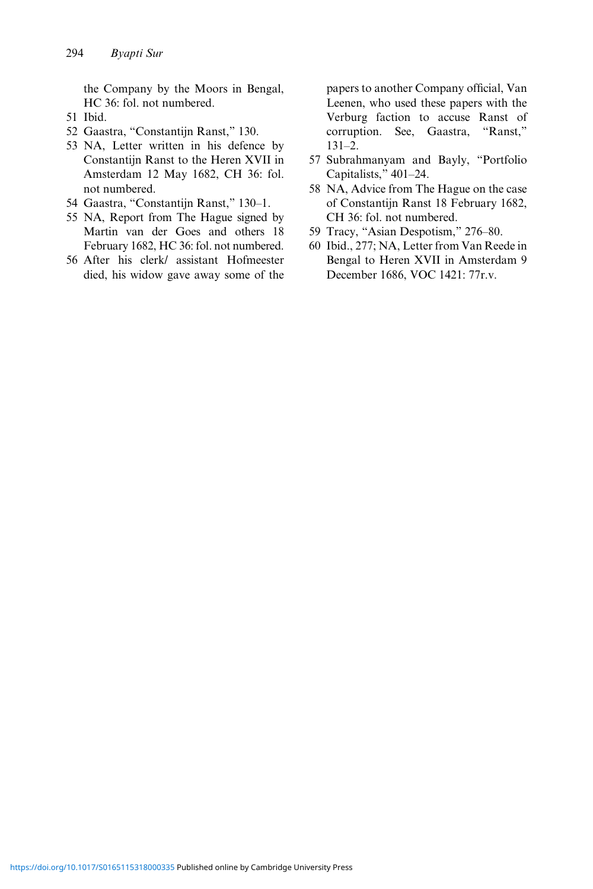the Company by the Moors in Bengal, HC 36: fol. not numbered.

51 Ibid.

52 Gaastra, "Constantijn Ranst," 130.

53 NA, Letter written in his defence by Constantijn Ranst to the Heren XVII in Amsterdam 12 May 1682, CH 36: fol. not numbered.

54 Gaastra, "Constantijn Ranst," 130–1.

55 NA, Report from The Hague signed by Martin van der Goes and others 18 February 1682, HC 36: fol. not numbered.

56 After his clerk/ assistant Hofmeester died, his widow gave away some of the papers to another Company official, Van Leenen, who used these papers with the Verburg faction to accuse Ranst of corruption. See, Gaastra, "Ranst," 131–2.

57 Subrahmanyam and Bayly, "Portfolio Capitalists," 401–24.

58 NA, Advice from The Hague on the case of Constantijn Ranst 18 February 1682, CH 36: fol. not numbered.

59 Tracy, "Asian Despotism," 276–80.

60 Ibid., 277; NA, Letter from Van Reede in Bengal to Heren XVII in Amsterdam 9 December 1686, VOC 1421: 77r.v.